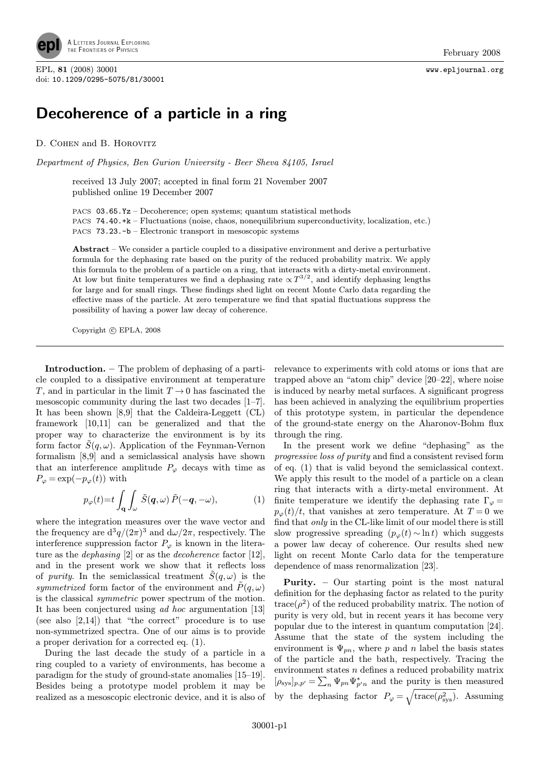# Decoherence of a particle in a ring

D. Cohen and B. Horovitz

*Department of Physics, Ben Gurion University - Beer Sheva 84105, Israel*

received 13 July 2007; accepted in final form 21 November 2007
published online 19 December 2007

PACS 03.65.Yz – Decoherence; open systems; quantum statistical methods
PACS 74.40.+k – Fluctuations (noise, chaos, nonequilibrium superconductivity, localization, etc.)
PACS 73.23.-b – Electronic transport in mesoscopic systems

**Abstract** – We consider a particle coupled to a dissipative environment and derive a perturbative formula for the dephasing rate based on the purity of the reduced probability matrix. We apply this formula to the problem of a particle on a ring, that interacts with a dirty-metal environment. At low but finite temperatures we find a dephasing rate $\propto T^{3/2}$, and identify dephasing lengths for large and for small rings. These findings shed light on recent Monte Carlo data regarding the effective mass of the particle. At zero temperature we find that spatial fluctuations suppress the possibility of having a power law decay of coherence.

Copyright © EPLA, 2008

**Introduction.** – The problem of dephasing of a particle coupled to a dissipative environment at temperature $T$, and in particular in the limit $T \to 0$ has fascinated the mesoscopic community during the last two decades [1–7]. It has been shown [8,9] that the Caldeira-Leggett (CL) framework [10,11] can be generalized and that the proper way to characterize the environment is by its form factor $\tilde{S}(q,\omega)$. Application of the Feynman-Vernon formalism [8,9] and a semiclassical analysis have shown that an interference amplitude $P_\varphi$ decays with time as $P_\varphi = \exp(-p_\varphi(t))$ with

$$p_\varphi(t) = t \int_{\mathbf{q}} \int_\omega \tilde{S}(\boldsymbol{q},\omega)\, \tilde{P}(-\boldsymbol{q},-\omega), \tag{1}$$

where the integration measures over the wave vector and the frequency are $\mathrm{d}^3q/(2\pi)^3$ and $\mathrm{d}\omega/2\pi$, respectively. The interference suppression factor $P_\varphi$ is known in the literature as the *dephasing* [2] or as the *decoherence* factor [12], and in the present work we show that it reflects loss of *purity*. In the semiclassical treatment $\tilde{S}(q,\omega)$ is the *symmetrized* form factor of the environment and $\tilde{P}(q,\omega)$ is the classical *symmetric* power spectrum of the motion. It has been conjectured using *ad hoc* argumentation [13] (see also [2,14]) that "the correct" procedure is to use non-symmetrized spectra. One of our aims is to provide a proper derivation for a corrected eq. (1).

During the last decade the study of a particle in a ring coupled to a variety of environments, has become a paradigm for the study of ground-state anomalies [15–19]. Besides being a prototype model problem it may be realized as a mesoscopic electronic device, and it is also of relevance to experiments with cold atoms or ions that are trapped above an "atom chip" device [20–22], where noise is induced by nearby metal surfaces. A significant progress has been achieved in analyzing the equilibrium properties of this prototype system, in particular the dependence of the ground-state energy on the Aharonov-Bohm flux through the ring.

In the present work we define "dephasing" as the *progressive loss of purity* and find a consistent revised form of eq. (1) that is valid beyond the semiclassical context. We apply this result to the model of a particle on a clean ring that interacts with a dirty-metal environment. At finite temperature we identify the dephasing rate $\Gamma_\varphi = p_\varphi(t)/t$, that vanishes at zero temperature. At $T=0$ we find that *only* in the CL-like limit of our model there is still slow progressive spreading ($p_\varphi(t) \sim \ln t$) which suggests a power law decay of coherence. Our results shed new light on recent Monte Carlo data for the temperature dependence of mass renormalization [23].

**Purity.** – Our starting point is the most natural definition for the dephasing factor as related to the purity $\mathrm{trace}(\rho^2)$ of the reduced probability matrix. The notion of purity is very old, but in recent years it has become very popular due to the interest in quantum computation [24]. Assume that the state of the system including the environment is $\Psi_{pn}$, where $p$ and $n$ label the basis states of the particle and the bath, respectively. Tracing the environment states $n$ defines a reduced probability matrix $[\rho_{\mathrm{sys}}]_{p,p'} = \sum_n \Psi_{pn}\Psi^*_{p'n}$ and the purity is then measured by the dephasing factor $P_\varphi = \sqrt{\mathrm{trace}(\rho^2_{\mathrm{sys}})}$. Assuming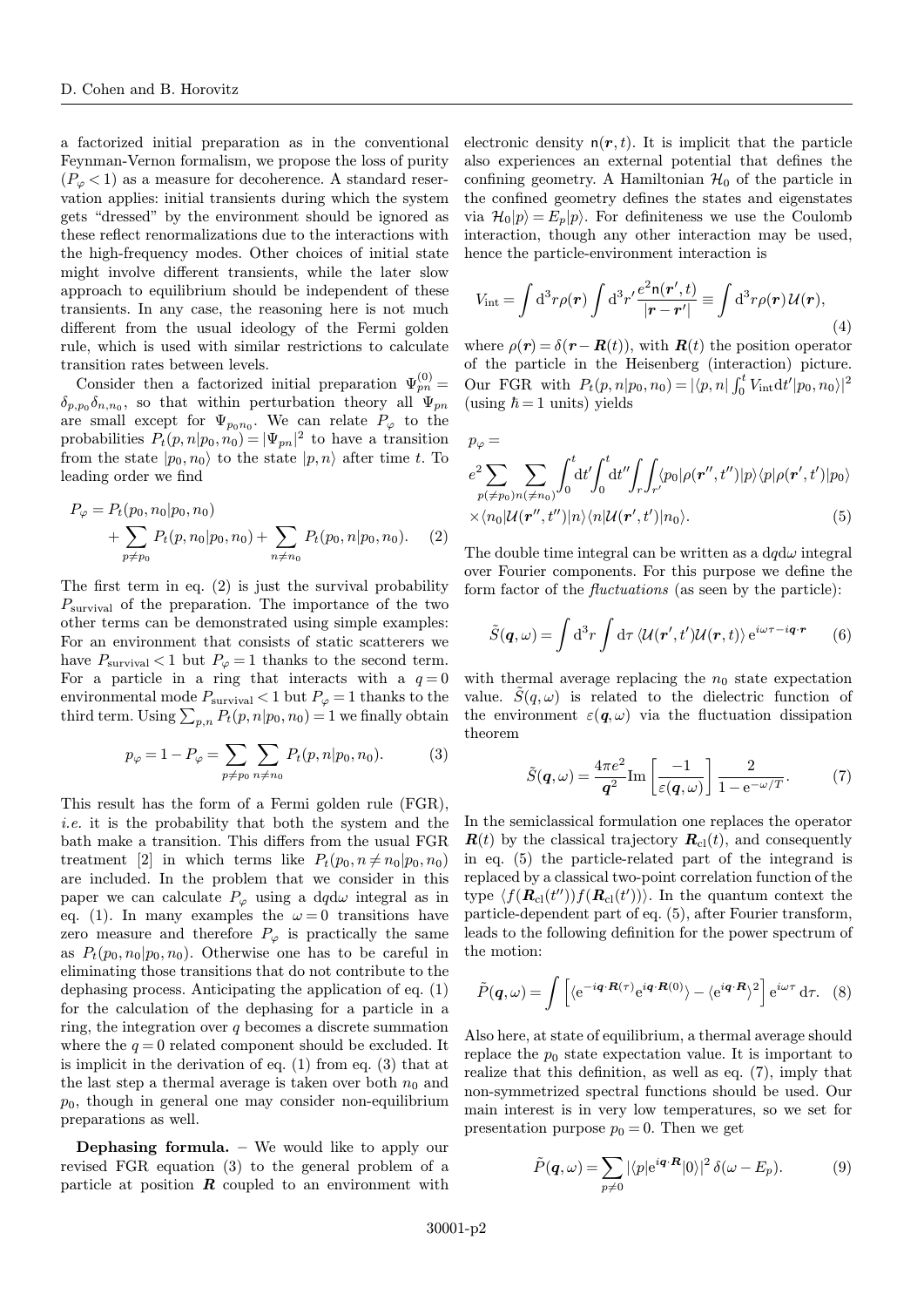a factorized initial preparation as in the conventional Feynman-Vernon formalism, we propose the loss of purity ($P_\varphi < 1$) as a measure for decoherence. A standard reservation applies: initial transients during which the system gets "dressed" by the environment should be ignored as these reflect renormalizations due to the interactions with the high-frequency modes. Other choices of initial state might involve different transients, while the later slow approach to equilibrium should be independent of these transients. In any case, the reasoning here is not much different from the usual ideology of the Fermi golden rule, which is used with similar restrictions to calculate transition rates between levels.

Consider then a factorized initial preparation $\Psi^{(0)}_{pn} = \delta_{p,p_0}\delta_{n,n_0}$, so that within perturbation theory all $\Psi_{pn}$ are small except for $\Psi_{p_0 n_0}$. We can relate $P_\varphi$ to the probabilities $P_t(p,n|p_0,n_0) = |\Psi_{pn}|^2$ to have a transition from the state $|p_0,n_0\rangle$ to the state $|p,n\rangle$ after time $t$. To leading order we find

$$P_\varphi = P_t(p_0,n_0|p_0,n_0) + \sum_{p\neq p_0} P_t(p,n_0|p_0,n_0) + \sum_{n\neq n_0} P_t(p_0,n|p_0,n_0). \quad (2)$$

The first term in eq. (2) is just the survival probability $P_{\mathrm{survival}}$ of the preparation. The importance of the two other terms can be demonstrated using simple examples: For an environment that consists of static scatterers we have $P_{\mathrm{survival}} < 1$ but $P_\varphi = 1$ thanks to the second term. For a particle in a ring that interacts with a $q=0$ environmental mode $P_{\mathrm{survival}} < 1$ but $P_\varphi = 1$ thanks to the third term. Using $\sum_{p,n} P_t(p,n|p_0,n_0) = 1$ we finally obtain

$$p_\varphi = 1 - P_\varphi = \sum_{p\neq p_0}\sum_{n\neq n_0} P_t(p,n|p_0,n_0). \quad (3)$$

This result has the form of a Fermi golden rule (FGR), *i.e.* it is the probability that both the system and the bath make a transition. This differs from the usual FGR treatment [2] in which terms like $P_t(p_0, n\neq n_0|p_0,n_0)$ are included. In the problem that we consider in this paper we can calculate $P_\varphi$ using a $\mathrm{d}q\mathrm{d}\omega$ integral as in eq. (1). In many examples the $\omega = 0$ transitions have zero measure and therefore $P_\varphi$ is practically the same as $P_t(p_0,n_0|p_0,n_0)$. Otherwise one has to be careful in eliminating those transitions that do not contribute to the dephasing process. Anticipating the application of eq. (1) for the calculation of the dephasing for a particle in a ring, the integration over $q$ becomes a discrete summation where the $q=0$ related component should be excluded. It is implicit in the derivation of eq. (1) from eq. (3) that at the last step a thermal average is taken over both $n_0$ and $p_0$, though in general one may consider non-equilibrium preparations as well.

**Dephasing formula.** – We would like to apply our revised FGR equation (3) to the general problem of a particle at position $\boldsymbol{R}$ coupled to an environment with electronic density $\mathsf{n}(\boldsymbol{r},t)$. It is implicit that the particle also experiences an external potential that defines the confining geometry. A Hamiltonian $\mathcal{H}_0$ of the particle in the confined geometry defines the states and eigenstates via $\mathcal{H}_0|p\rangle = E_p|p\rangle$. For definiteness we use the Coulomb interaction, though any other interaction may be used, hence the particle-environment interaction is

$$V_{\mathrm{int}} = \int \mathrm{d}^3r\rho(\boldsymbol{r})\int \mathrm{d}^3r'\frac{e^2\mathsf{n}(\boldsymbol{r}',t)}{|\boldsymbol{r}-\boldsymbol{r}'|} \equiv \int \mathrm{d}^3r\rho(\boldsymbol{r})\,\mathcal{U}(\boldsymbol{r}), \quad (4)$$

where $\rho(\boldsymbol{r}) = \delta(\boldsymbol{r}-\boldsymbol{R}(t))$, with $\boldsymbol{R}(t)$ the position operator of the particle in the Heisenberg (interaction) picture. Our FGR with $P_t(p,n|p_0,n_0) = |\langle p,n|\int_0^t V_{\mathrm{int}}\mathrm{d}t'|p_0,n_0\rangle|^2$ (using $\hbar = 1$ units) yields

$$p_\varphi = e^2\sum_{p(\neq p_0)}\sum_{n(\neq n_0)}\int_0^t\mathrm{d}t'\int_0^t\mathrm{d}t''\int_r\int_{r'}\langle p_0|\rho(\boldsymbol{r}'',t'')|p\rangle\langle p|\rho(\boldsymbol{r}',t')|p_0\rangle \times\langle n_0|\mathcal{U}(\boldsymbol{r}'',t'')|n\rangle\langle n|\mathcal{U}(\boldsymbol{r}',t')|n_0\rangle. \quad (5)$$

The double time integral can be written as a $\mathrm{d}q\mathrm{d}\omega$ integral over Fourier components. For this purpose we define the form factor of the *fluctuations* (as seen by the particle):

$$\tilde{S}(\boldsymbol{q},\omega) = \int \mathrm{d}^3r\int \mathrm{d}\tau\,\langle\mathcal{U}(\boldsymbol{r}',t')\mathcal{U}(\boldsymbol{r},t)\rangle\,\mathrm{e}^{i\omega\tau - i\boldsymbol{q}\cdot\boldsymbol{r}} \quad (6)$$

with thermal average replacing the $n_0$ state expectation value. $\tilde{S}(q,\omega)$ is related to the dielectric function of the environment $\varepsilon(\boldsymbol{q},\omega)$ via the fluctuation dissipation theorem

$$\tilde{S}(\boldsymbol{q},\omega) = \frac{4\pi e^2}{\boldsymbol{q}^2}\mathrm{Im}\left[\frac{-1}{\varepsilon(\boldsymbol{q},\omega)}\right]\frac{2}{1-\mathrm{e}^{-\omega/T}}. \quad (7)$$

In the semiclassical formulation one replaces the operator $\boldsymbol{R}(t)$ by the classical trajectory $\boldsymbol{R}_{\mathrm{cl}}(t)$, and consequently in eq. (5) the particle-related part of the integrand is replaced by a classical two-point correlation function of the type $\langle f(\boldsymbol{R}_{\mathrm{cl}}(t''))f(\boldsymbol{R}_{\mathrm{cl}}(t'))\rangle$. In the quantum context the particle-dependent part of eq. (5), after Fourier transform, leads to the following definition for the power spectrum of the motion:

$$\tilde{P}(\boldsymbol{q},\omega) = \int\left[\langle\mathrm{e}^{-i\boldsymbol{q}\cdot\boldsymbol{R}(\tau)}\mathrm{e}^{i\boldsymbol{q}\cdot\boldsymbol{R}(0)}\rangle - \langle\mathrm{e}^{i\boldsymbol{q}\cdot\boldsymbol{R}}\rangle^2\right]\mathrm{e}^{i\omega\tau}\,\mathrm{d}\tau. \quad (8)$$

Also here, at state of equilibrium, a thermal average should replace the $p_0$ state expectation value. It is important to realize that this definition, as well as eq. (7), imply that non-symmetrized spectral functions should be used. Our main interest is in very low temperatures, so we set for presentation purpose $p_0 = 0$. Then we get

$$\tilde{P}(\boldsymbol{q},\omega) = \sum_{p\neq 0}|\langle p|\mathrm{e}^{i\boldsymbol{q}\cdot\boldsymbol{R}}|0\rangle|^2\,\delta(\omega - E_p). \quad (9)$$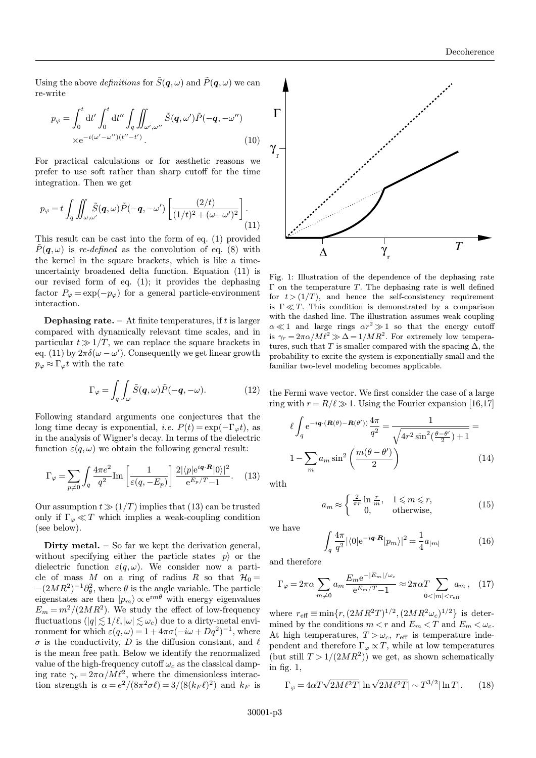Using the above *definitions* for $\tilde{S}(\boldsymbol{q},\omega)$ and $\tilde{P}(\boldsymbol{q},\omega)$ we can re-write

$$p_\varphi = \int_0^t \mathrm{d}t' \int_0^t \mathrm{d}t'' \int_q \iint_{\omega',\omega''} \tilde{S}(\boldsymbol{q},\omega')\tilde{P}(-\boldsymbol{q},-\omega'') \times \mathrm{e}^{-i(\omega'-\omega'')(t''-t')}. \quad (10)$$

For practical calculations or for aesthetic reasons we prefer to use soft rather than sharp cutoff for the time integration. Then we get

$$p_\varphi = t \int_q \iint_{\omega,\omega'} \tilde{S}(\boldsymbol{q},\omega)\tilde{P}(-\boldsymbol{q},-\omega') \left[\frac{(2/t)}{(1/t)^2 + (\omega-\omega')^2}\right]. \quad (11)$$

This result can be cast into the form of eq. (1) provided $\tilde{P}(\boldsymbol{q},\omega)$ is *re-defined* as the convolution of eq. (8) with the kernel in the square brackets, which is like a time-uncertainty broadened delta function. Equation (11) is our revised form of eq. (1); it provides the dephasing factor $P_\varphi = \exp(-p_\varphi)$ for a general particle-environment interaction.

**Dephasing rate.** – At finite temperatures, if $t$ is larger compared with dynamically relevant time scales, and in particular $t \gg 1/T$, we can replace the square brackets in eq. (11) by $2\pi\delta(\omega-\omega')$. Consequently we get linear growth $p_\varphi \approx \Gamma_\varphi t$ with the rate

$$\Gamma_\varphi = \int_q \int_\omega \tilde{S}(\boldsymbol{q},\omega)\tilde{P}(-\boldsymbol{q},-\omega). \quad (12)$$

Following standard arguments one conjectures that the long time decay is exponential, *i.e.* $P(t) = \exp(-\Gamma_\varphi t)$, as in the analysis of Wigner's decay. In terms of the dielectric function $\varepsilon(q,\omega)$ we obtain the following general result:

$$\Gamma_\varphi = \sum_{p\neq 0} \int_q \frac{4\pi e^2}{q^2} \mathrm{Im}\left[\frac{1}{\varepsilon(q,-E_p)}\right] \frac{2|\langle p|\mathrm{e}^{i\boldsymbol{q}\cdot\boldsymbol{R}}|0\rangle|^2}{\mathrm{e}^{E_p/T}-1}. \quad (13)$$

Our assumption $t \gg (1/T)$ implies that (13) can be trusted only if $\Gamma_\varphi \ll T$ which implies a weak-coupling condition (see below).

**Dirty metal.** – So far we kept the derivation general, without specifying either the particle states $|p\rangle$ or the dielectric function $\varepsilon(q,\omega)$. We consider now a particle of mass $M$ on a ring of radius $R$ so that $\mathcal{H}_0 = -(2MR^2)^{-1}\partial_\theta^2$, where $\theta$ is the angle variable. The particle eigenstates are then $|p_m\rangle \propto \mathrm{e}^{im\theta}$ with energy eigenvalues $E_m = m^2/(2MR^2)$. We study the effect of low-frequency fluctuations ($|q| \lesssim 1/\ell, |\omega| \lesssim \omega_c$) due to a dirty-metal environment for which $\varepsilon(q,\omega) = 1 + 4\pi\sigma(-i\omega + Dq^2)^{-1}$, where $\sigma$ is the conductivity, $D$ is the diffusion constant, and $\ell$ is the mean free path. Below we identify the renormalized value of the high-frequency cutoff $\omega_c$ as the classical damping rate $\gamma_r = 2\pi\alpha/M\ell^2$, where the dimensionless interaction strength is $\alpha = e^2/(8\pi^2\sigma\ell) = 3/(8(k_F\ell)^2)$ and $k_F$ is the Fermi wave vector. We first consider the case of a large ring with $r = R/\ell \gg 1$. Using the Fourier expansion [16,17]

$$\ell \int_q \mathrm{e}^{-i\boldsymbol{q}\cdot(\boldsymbol{R}(\theta)-\boldsymbol{R}(\theta'))}\frac{4\pi}{q^2} = \frac{1}{\sqrt{4r^2\sin^2(\frac{\theta-\theta'}{2})+1}} = 1 - \sum_m a_m \sin^2\left(\frac{m(\theta-\theta')}{2}\right) \quad (14)$$

with

$$a_m \approx \begin{cases} \frac{2}{\pi r}\ln\frac{r}{m}, & 1 \leqslant m \leqslant r, \\ 0, & \text{otherwise}, \end{cases} \quad (15)$$

we have

$$\int_q \frac{4\pi}{q^2}|\langle 0|\mathrm{e}^{-i\boldsymbol{q}\cdot\boldsymbol{R}}|p_m\rangle|^2 = \frac{1}{4}a_{|m|} \quad (16)$$

and therefore

$$\Gamma_\varphi = 2\pi\alpha \sum_{m\neq 0} a_m \frac{E_m \mathrm{e}^{-|E_m|/\omega_c}}{\mathrm{e}^{E_m/T}-1} \approx 2\pi\alpha T \sum_{0<|m|<r_{\mathrm{eff}}} a_m, \quad (17)$$

where $r_{\mathrm{eff}} \equiv \min\{r, (2MR^2T)^{1/2}, (2MR^2\omega_c)^{1/2}\}$ is determined by the conditions $m < r$ and $E_m < T$ and $E_m < \omega_c$. At high temperatures, $T > \omega_c$, $r_{\mathrm{eff}}$ is temperature independent and therefore $\Gamma_\varphi \propto T$, while at low temperatures (but still $T > 1/(2MR^2)$) we get, as shown schematically in fig. 1,

$$\Gamma_\varphi = 4\alpha T\sqrt{2M\ell^2 T}|\ln\sqrt{2M\ell^2 T}| \sim T^{3/2}|\ln T|. \quad (18)$$

Fig. 1: Illustration of the dependence of the dephasing rate $\Gamma$ on the temperature $T$. The dephasing rate is well defined for $t > (1/T)$, and hence the self-consistency requirement is $\Gamma \ll T$. This condition is demonstrated by a comparison with the dashed line. The illustration assumes weak coupling $\alpha \ll 1$ and large rings $\alpha r^2 \gg 1$ so that the energy cutoff is $\gamma_r = 2\pi\alpha/M\ell^2 \gg \Delta = 1/MR^2$. For extremely low temperatures, such that $T$ is smaller compared with the spacing $\Delta$, the probability to excite the system is exponentially small and the familiar two-level modeling becomes applicable.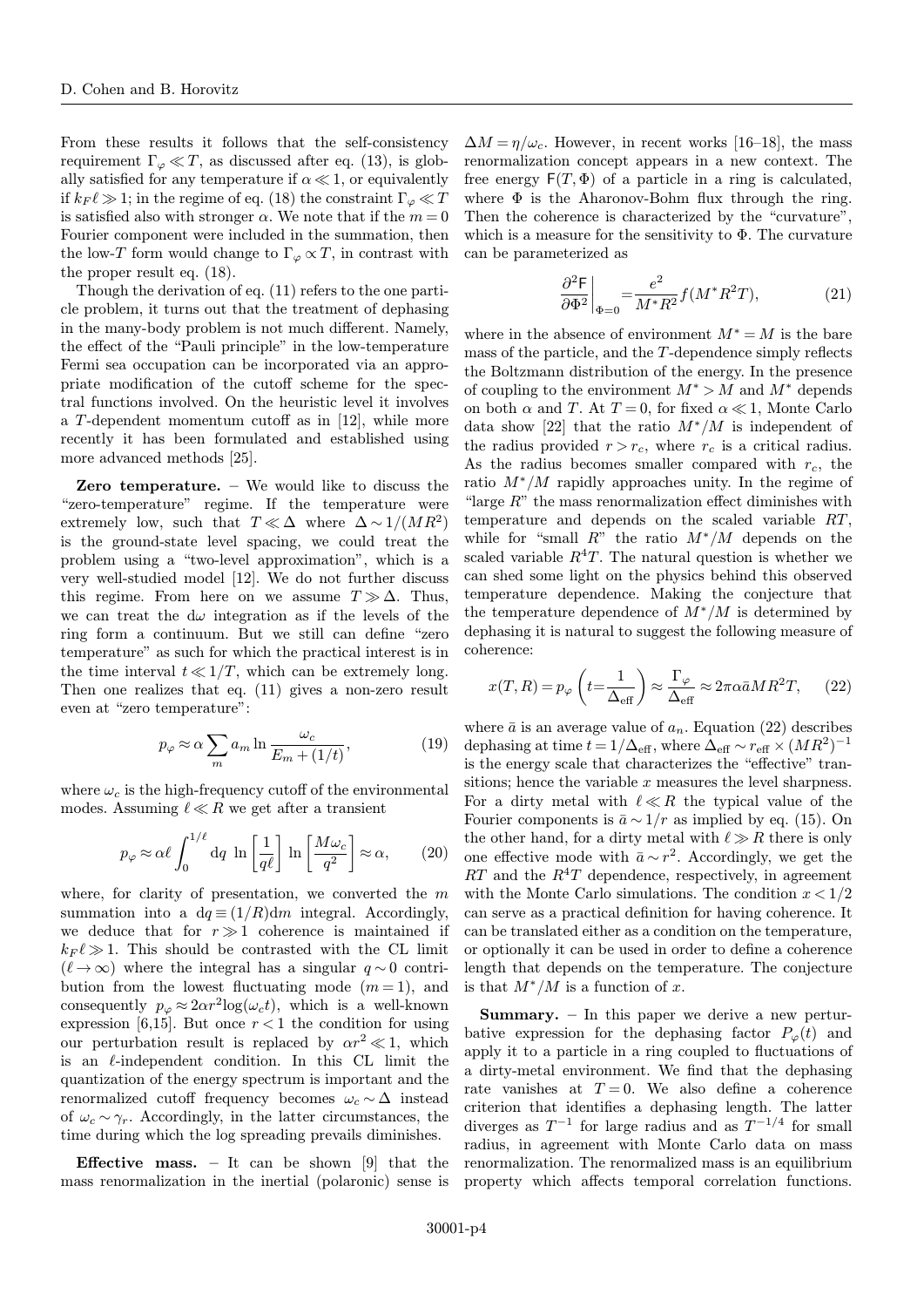From these results it follows that the self-consistency requirement $\Gamma_\varphi \ll T$, as discussed after eq. (13), is globally satisfied for any temperature if $\alpha \ll 1$, or equivalently if $k_F\ell \gg 1$; in the regime of eq. (18) the constraint $\Gamma_\varphi \ll T$ is satisfied also with stronger $\alpha$. We note that if the $m=0$ Fourier component were included in the summation, then the low-$T$ form would change to $\Gamma_\varphi \propto T$, in contrast with the proper result eq. (18).

Though the derivation of eq. (11) refers to the one particle problem, it turns out that the treatment of dephasing in the many-body problem is not much different. Namely, the effect of the "Pauli principle" in the low-temperature Fermi sea occupation can be incorporated via an appropriate modification of the cutoff scheme for the spectral functions involved. On the heuristic level it involves a $T$-dependent momentum cutoff as in [12], while more recently it has been formulated and established using more advanced methods [25].

**Zero temperature.** – We would like to discuss the "zero-temperature" regime. If the temperature were extremely low, such that $T \ll \Delta$ where $\Delta \sim 1/(MR^2)$ is the ground-state level spacing, we could treat the problem using a "two-level approximation", which is a very well-studied model [12]. We do not further discuss this regime. From here on we assume $T \gg \Delta$. Thus, we can treat the $d\omega$ integration as if the levels of the ring form a continuum. But we still can define "zero temperature" as such for which the practical interest is in the time interval $t \ll 1/T$, which can be extremely long. Then one realizes that eq. (11) gives a non-zero result even at "zero temperature":

$$p_\varphi \approx \alpha \sum_m a_m \ln \frac{\omega_c}{E_m + (1/t)}, \tag{19}$$

where $\omega_c$ is the high-frequency cutoff of the environmental modes. Assuming $\ell \ll R$ we get after a transient

$$p_\varphi \approx \alpha\ell \int_0^{1/\ell} \mathrm{d}q \; \ln\left[\frac{1}{q\ell}\right] \, \ln\left[\frac{M\omega_c}{q^2}\right] \approx \alpha, \tag{20}$$

where, for clarity of presentation, we converted the $m$ summation into a $\mathrm{d}q \equiv (1/R)\mathrm{d}m$ integral. Accordingly, we deduce that for $r \gg 1$ coherence is maintained if $k_F\ell \gg 1$. This should be contrasted with the CL limit ($\ell \to \infty$) where the integral has a singular $q \sim 0$ contribution from the lowest fluctuating mode ($m=1$), and consequently $p_\varphi \approx 2\alpha r^2 \log(\omega_c t)$, which is a well-known expression [6,15]. But once $r<1$ the condition for using our perturbation result is replaced by $\alpha r^2 \ll 1$, which is an $\ell$-independent condition. In this CL limit the quantization of the energy spectrum is important and the renormalized cutoff frequency becomes $\omega_c \sim \Delta$ instead of $\omega_c \sim \gamma_r$. Accordingly, in the latter circumstances, the time during which the log spreading prevails diminishes.

**Effective mass.** – It can be shown [9] that the mass renormalization in the inertial (polaronic) sense is $\Delta M = \eta/\omega_c$. However, in recent works [16–18], the mass renormalization concept appears in a new context. The free energy $\mathsf{F}(T,\Phi)$ of a particle in a ring is calculated, where $\Phi$ is the Aharonov-Bohm flux through the ring. Then the coherence is characterized by the "curvature", which is a measure for the sensitivity to $\Phi$. The curvature can be parameterized as

$$\left.\frac{\partial^2 \mathsf{F}}{\partial \Phi^2}\right|_{\Phi=0} = \frac{e^2}{M^* R^2} f(M^* R^2 T), \tag{21}$$

where in the absence of environment $M^*=M$ is the bare mass of the particle, and the $T$-dependence simply reflects the Boltzmann distribution of the energy. In the presence of coupling to the environment $M^*>M$ and $M^*$ depends on both $\alpha$ and $T$. At $T=0$, for fixed $\alpha \ll 1$, Monte Carlo data show [22] that the ratio $M^*/M$ is independent of the radius provided $r>r_c$, where $r_c$ is a critical radius. As the radius becomes smaller compared with $r_c$, the ratio $M^*/M$ rapidly approaches unity. In the regime of "large $R$" the mass renormalization effect diminishes with temperature and depends on the scaled variable $RT$, while for "small $R$" the ratio $M^*/M$ depends on the scaled variable $R^4T$. The natural question is whether we can shed some light on the physics behind this observed temperature dependence. Making the conjecture that the temperature dependence of $M^*/M$ is determined by dephasing it is natural to suggest the following measure of coherence:

$$x(T,R) = p_\varphi\left(t = \frac{1}{\Delta_{\mathrm{eff}}}\right) \approx \frac{\Gamma_\varphi}{\Delta_{\mathrm{eff}}} \approx 2\pi\alpha\bar{a}MR^2T, \tag{22}$$

where $\bar{a}$ is an average value of $a_n$. Equation (22) describes dephasing at time $t=1/\Delta_{\mathrm{eff}}$, where $\Delta_{\mathrm{eff}} \sim r_{\mathrm{eff}} \times (MR^2)^{-1}$ is the energy scale that characterizes the "effective" transitions; hence the variable $x$ measures the level sharpness. For a dirty metal with $\ell \ll R$ the typical value of the Fourier components is $\bar{a} \sim 1/r$ as implied by eq. (15). On the other hand, for a dirty metal with $\ell \gg R$ there is only one effective mode with $\bar{a} \sim r^2$. Accordingly, we get the $RT$ and the $R^4T$ dependence, respectively, in agreement with the Monte Carlo simulations. The condition $x<1/2$ can serve as a practical definition for having coherence. It can be translated either as a condition on the temperature, or optionally it can be used in order to define a coherence length that depends on the temperature. The conjecture is that $M^*/M$ is a function of $x$.

**Summary.** – In this paper we derive a new perturbative expression for the dephasing factor $P_\varphi(t)$ and apply it to a particle in a ring coupled to fluctuations of a dirty-metal environment. We find that the dephasing rate vanishes at $T=0$. We also define a coherence criterion that identifies a dephasing length. The latter diverges as $T^{-1}$ for large radius and as $T^{-1/4}$ for small radius, in agreement with Monte Carlo data on mass renormalization. The renormalized mass is an equilibrium property which affects temporal correlation functions.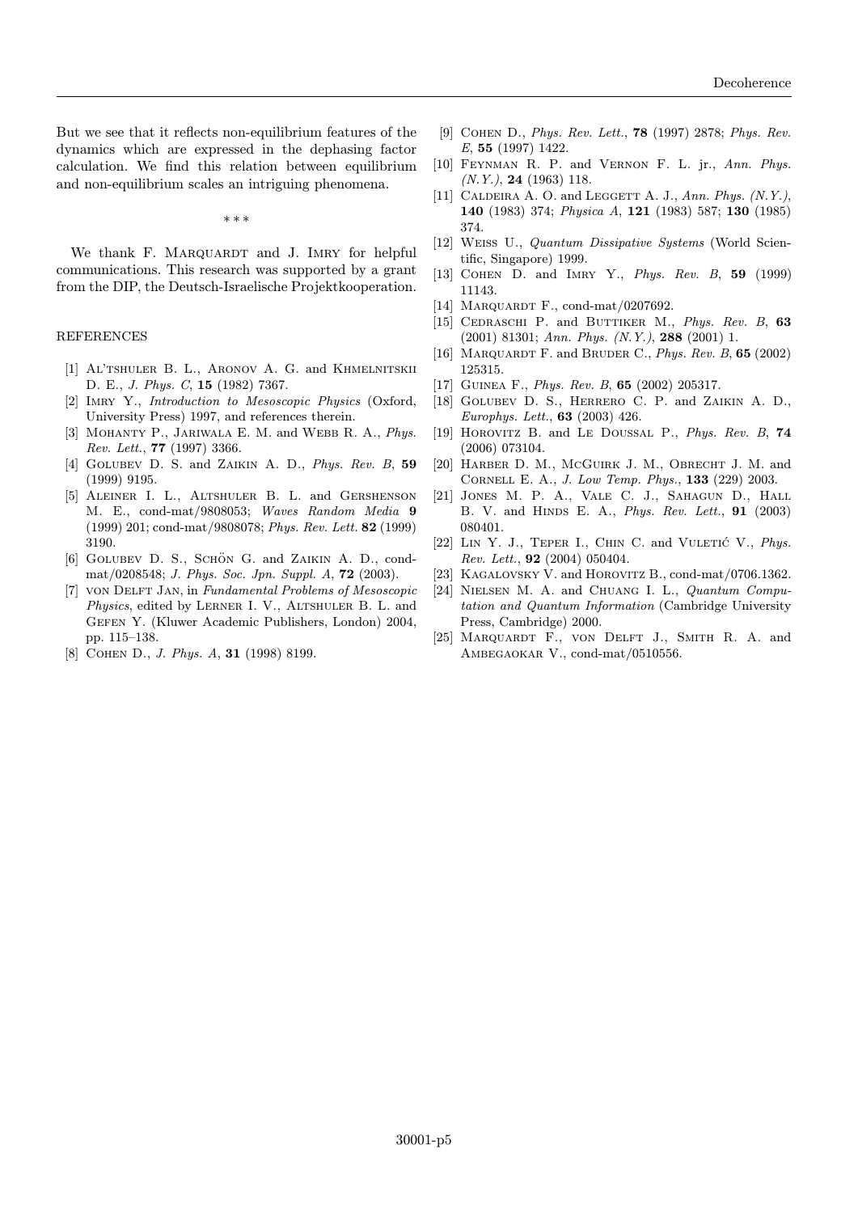But we see that it reflects non-equilibrium features of the dynamics which are expressed in the dephasing factor calculation. We find this relation between equilibrium and non-equilibrium scales an intriguing phenomena.

\* \* \*

We thank F. Marquardt and J. Imry for helpful communications. This research was supported by a grant from the DIP, the Deutsch-Israelische Projektkooperation.

## REFERENCES

[1] Al'tshuler B. L., Aronov A. G. and Khmelnitskii D. E., *J. Phys. C*, **15** (1982) 7367.

[2] Imry Y., *Introduction to Mesoscopic Physics* (Oxford, University Press) 1997, and references therein.

[3] Mohanty P., Jariwala E. M. and Webb R. A., *Phys. Rev. Lett.*, **77** (1997) 3366.

[4] Golubev D. S. and Zaikin A. D., *Phys. Rev. B*, **59** (1999) 9195.

[5] Aleiner I. L., Altshuler B. L. and Gershenson M. E., cond-mat/9808053; *Waves Random Media* **9** (1999) 201; cond-mat/9808078; *Phys. Rev. Lett.* **82** (1999) 3190.

[6] Golubev D. S., Schön G. and Zaikin A. D., cond-mat/0208548; *J. Phys. Soc. Jpn. Suppl. A*, **72** (2003).

[7] von Delft Jan, in *Fundamental Problems of Mesoscopic Physics*, edited by Lerner I. V., Altshuler B. L. and Gefen Y. (Kluwer Academic Publishers, London) 2004, pp. 115–138.

[8] Cohen D., *J. Phys. A*, **31** (1998) 8199.

[9] Cohen D., *Phys. Rev. Lett.*, **78** (1997) 2878; *Phys. Rev. E*, **55** (1997) 1422.

[10] Feynman R. P. and Vernon F. L. jr., *Ann. Phys. (N.Y.)*, **24** (1963) 118.

[11] Caldeira A. O. and Leggett A. J., *Ann. Phys. (N.Y.)*, **140** (1983) 374; *Physica A*, **121** (1983) 587; **130** (1985) 374.

[12] Weiss U., *Quantum Dissipative Systems* (World Scientific, Singapore) 1999.

[13] Cohen D. and Imry Y., *Phys. Rev. B*, **59** (1999) 11143.

[14] Marquardt F., cond-mat/0207692.

[15] Cedraschi P. and Buttiker M., *Phys. Rev. B*, **63** (2001) 81301; *Ann. Phys. (N.Y.)*, **288** (2001) 1.

[16] Marquardt F. and Bruder C., *Phys. Rev. B*, **65** (2002) 125315.

[17] Guinea F., *Phys. Rev. B*, **65** (2002) 205317.

[18] Golubev D. S., Herrero C. P. and Zaikin A. D., *Europhys. Lett.*, **63** (2003) 426.

[19] Horovitz B. and Le Doussal P., *Phys. Rev. B*, **74** (2006) 073104.

[20] Harber D. M., McGuirk J. M., Obrecht J. M. and Cornell E. A., *J. Low Temp. Phys.*, **133** (229) 2003.

[21] Jones M. P. A., Vale C. J., Sahagun D., Hall B. V. and Hinds E. A., *Phys. Rev. Lett.*, **91** (2003) 080401.

[22] Lin Y. J., Teper I., Chin C. and Vuletić V., *Phys. Rev. Lett.*, **92** (2004) 050404.

[23] Kagalovsky V. and Horovitz B., cond-mat/0706.1362.

[24] Nielsen M. A. and Chuang I. L., *Quantum Computation and Quantum Information* (Cambridge University Press, Cambridge) 2000.

[25] Marquardt F., von Delft J., Smith R. A. and Ambegaokar V., cond-mat/0510556.